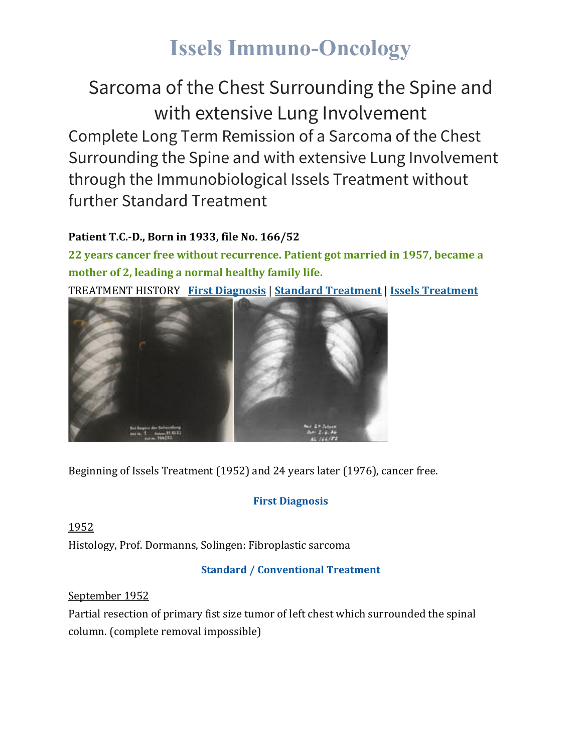# Issels Immuno-Oncology

## Sarcoma of the Chest Surrounding the Spine and with extensive Lung Involvement

Complete Long Term Remission of a Sarcoma of the Chest Surrounding the Spine and with extensive Lung Involvement through the Immunobiological Issels Treatment without further Standard Treatment

**Patient T.C.-D., Born in 1933, file No. 166/52**

**22 years cancer free without recurrence. Patient got married in 1957, became a mother of 2, leading a normal healthy family life.**

TREATMENT HISTORY **First Diagnosis** | **Standard Treatment** | **Issels Treatment**

Beginning of Issels Treatment (1952) and 24 years later (1976), cancer free.

### First Diagnosis

1952

Histology, Prof. Dormanns, Solingen: Fibroplastic sarcoma

### Standard / Conventional Treatment

September 1952

Partial resection of primary fist size tumor of left chest which surrounded the spinal column. (complete removal impossible)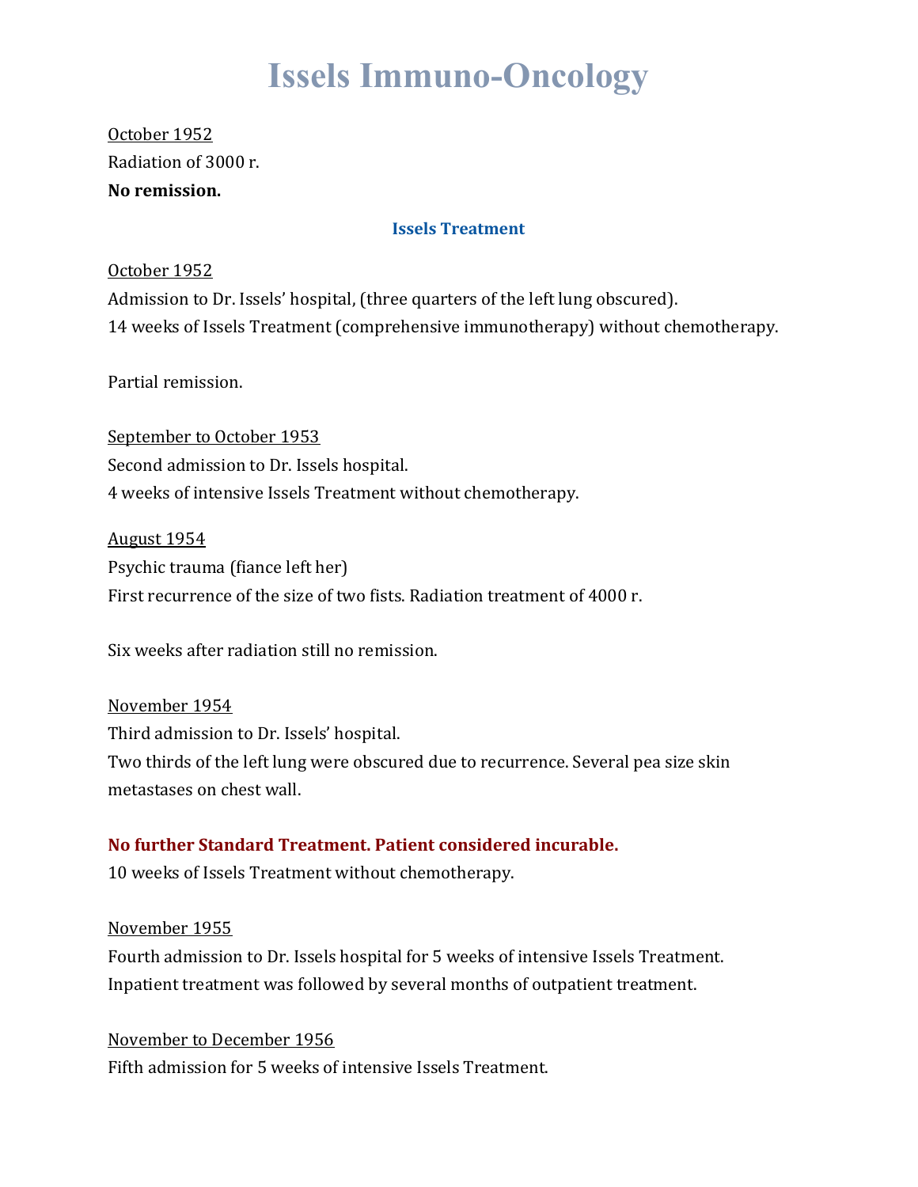October 1952
Radiation of 3000 r.
**No remission.**

### Issels Treatment

October 1952
Admission to Dr. Issels' hospital, (three quarters of the left lung obscured).
14 weeks of Issels Treatment (comprehensive immunotherapy) without chemotherapy.

Partial remission.

September to October 1953
Second admission to Dr. Issels hospital.
4 weeks of intensive Issels Treatment without chemotherapy.

August 1954
Psychic trauma (fiance left her)
First recurrence of the size of two fists. Radiation treatment of 4000 r.

Six weeks after radiation still no remission.

November 1954
Third admission to Dr. Issels' hospital.
Two thirds of the left lung were obscured due to recurrence. Several pea size skin metastases on chest wall.

**No further Standard Treatment. Patient considered incurable.**
10 weeks of Issels Treatment without chemotherapy.

November 1955
Fourth admission to Dr. Issels hospital for 5 weeks of intensive Issels Treatment.
Inpatient treatment was followed by several months of outpatient treatment.

November to December 1956
Fifth admission for 5 weeks of intensive Issels Treatment.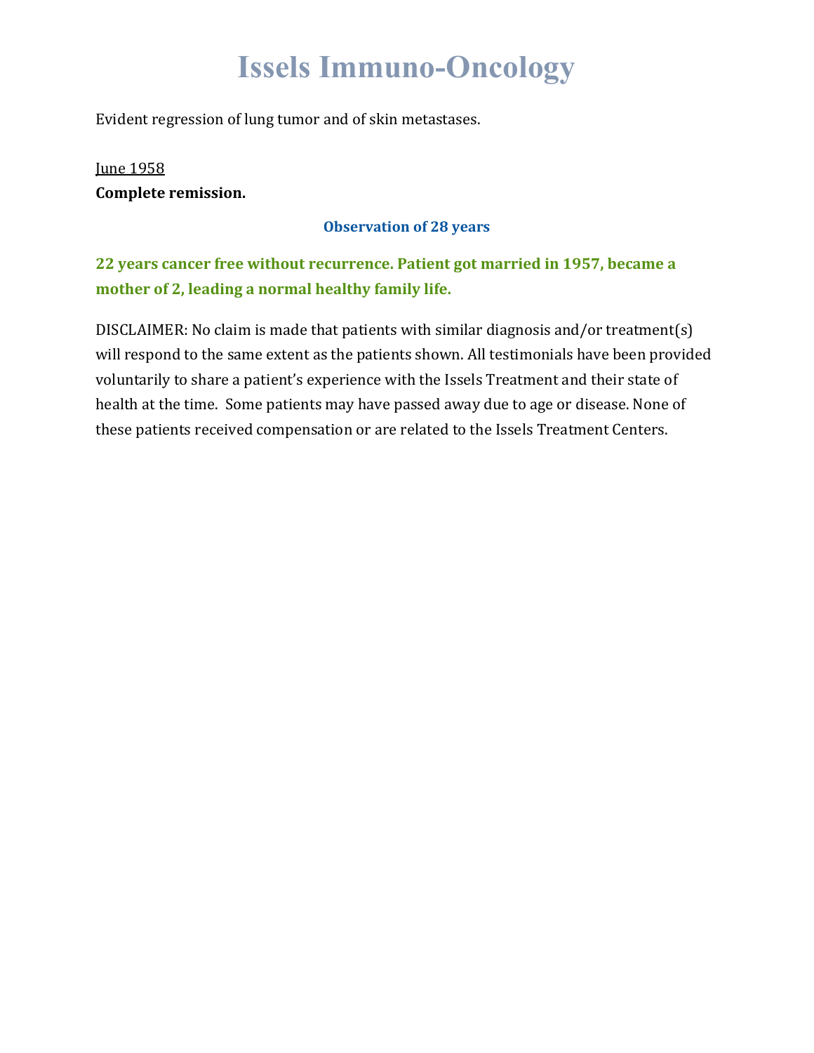# Issels Immuno-Oncology

Evident regression of lung tumor and of skin metastases.

June 1958

**Complete remission.**

**Observation of 28 years**

**22 years cancer free without recurrence. Patient got married in 1957, became a mother of 2, leading a normal healthy family life.**

DISCLAIMER: No claim is made that patients with similar diagnosis and/or treatment(s) will respond to the same extent as the patients shown. All testimonials have been provided voluntarily to share a patient's experience with the Issels Treatment and their state of health at the time. Some patients may have passed away due to age or disease. None of these patients received compensation or are related to the Issels Treatment Centers.